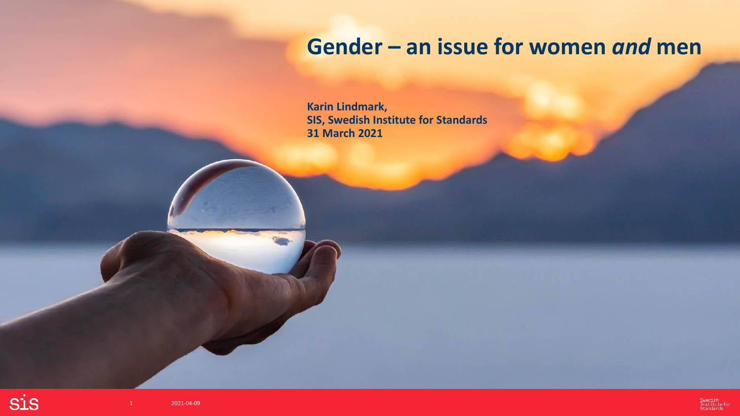# Gender – an issue for women *and* men

**Karin Lindmark,**
**SIS, Swedish Institute for Standards**
**31 March 2021**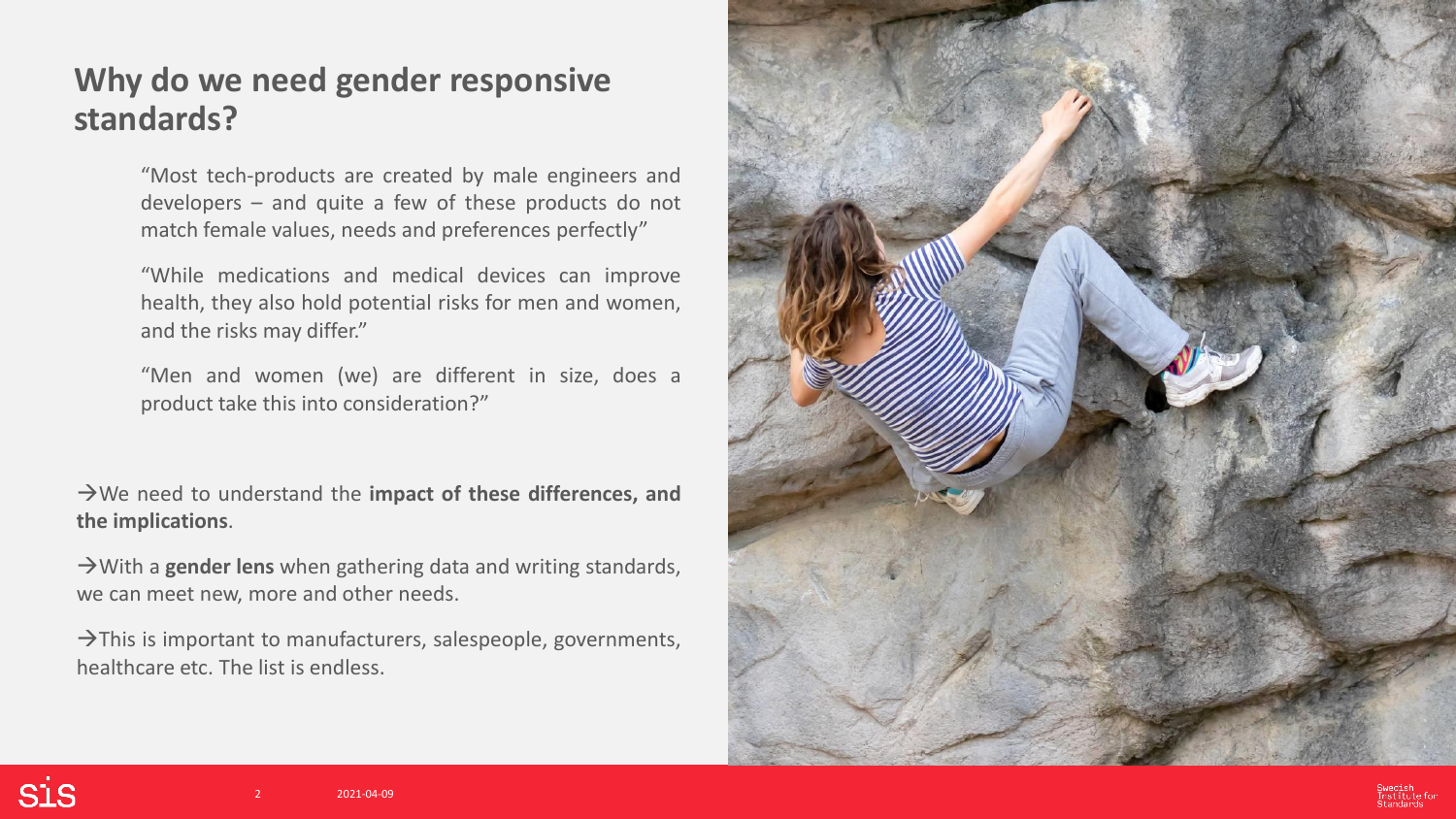## Why do we need gender responsive standards?

"Most tech-products are created by male engineers and developers – and quite a few of these products do not match female values, needs and preferences perfectly"

"While medications and medical devices can improve health, they also hold potential risks for men and women, and the risks may differ."

"Men and women (we) are different in size, does a product take this into consideration?"

→We need to understand the **impact of these differences, and the implications**.

→With a **gender lens** when gathering data and writing standards, we can meet new, more and other needs.

→This is important to manufacturers, salespeople, governments, healthcare etc. The list is endless.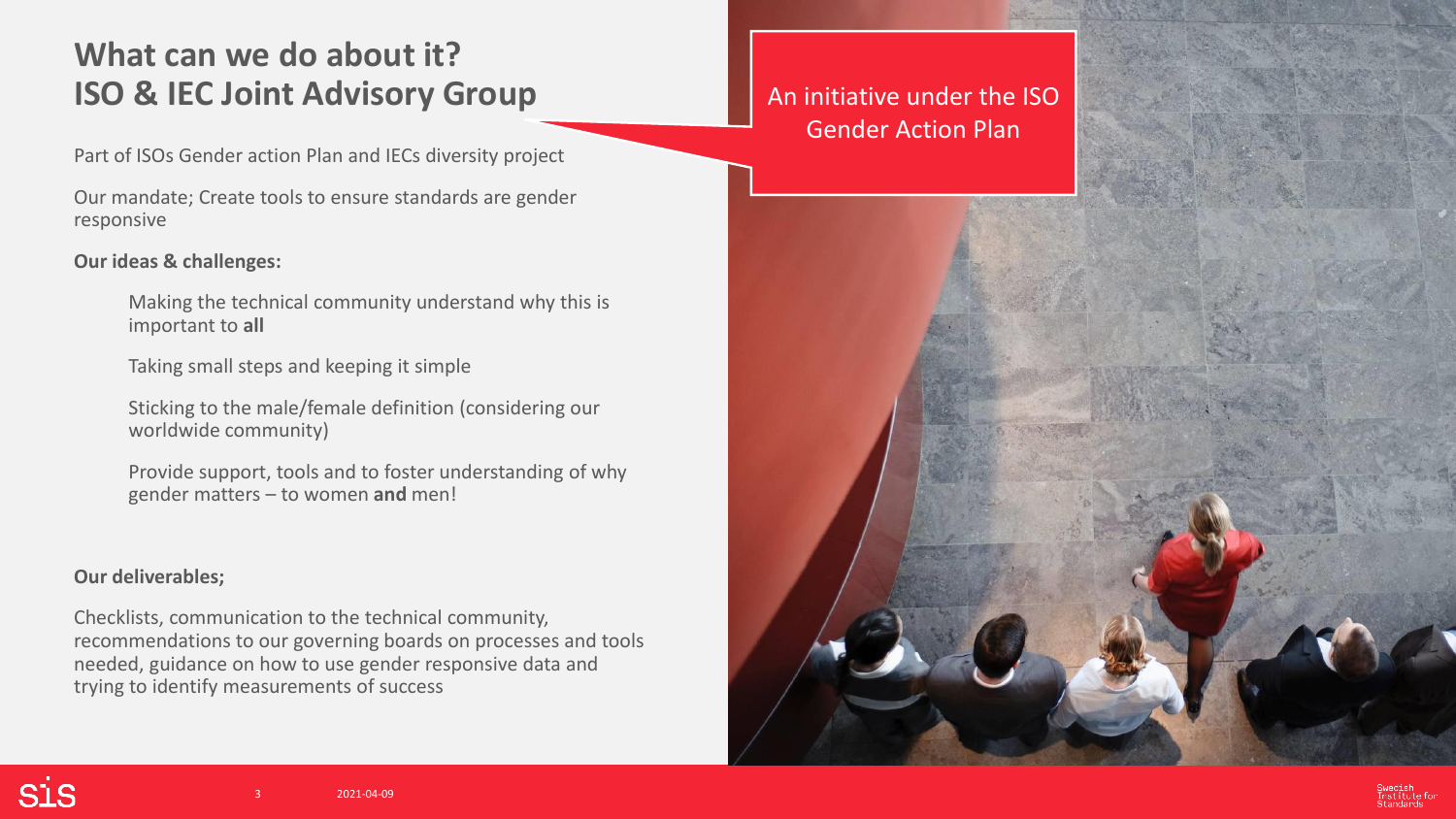# What can we do about it?
# ISO & IEC Joint Advisory Group

An initiative under the ISO Gender Action Plan

Part of ISOs Gender action Plan and IECs diversity project

Our mandate; Create tools to ensure standards are gender responsive

**Our ideas & challenges:**

- Making the technical community understand why this is important to **all**
- Taking small steps and keeping it simple
- Sticking to the male/female definition (considering our worldwide community)
- Provide support, tools and to foster understanding of why gender matters – to women **and** men!

**Our deliverables;**

Checklists, communication to the technical community, recommendations to our governing boards on processes and tools needed, guidance on how to use gender responsive data and trying to identify measurements of success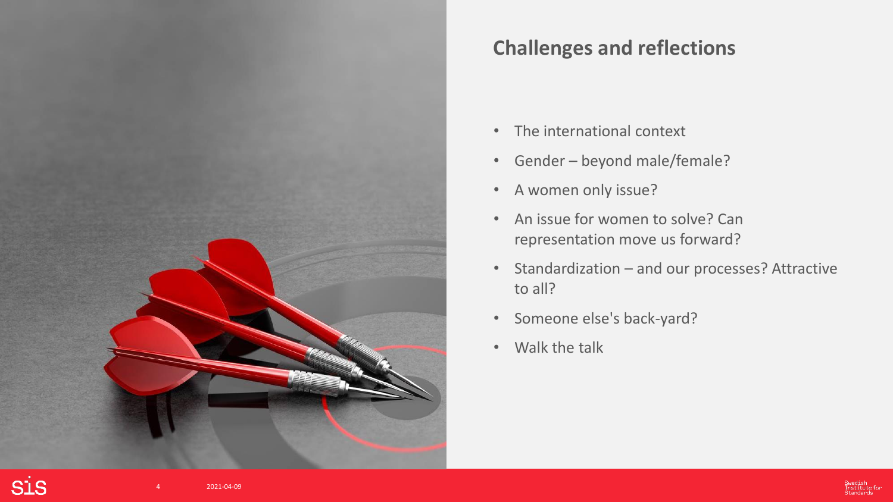## Challenges and reflections

- The international context
- Gender – beyond male/female?
- A women only issue?
- An issue for women to solve? Can representation move us forward?
- Standardization – and our processes? Attractive to all?
- Someone else's back-yard?
- Walk the talk